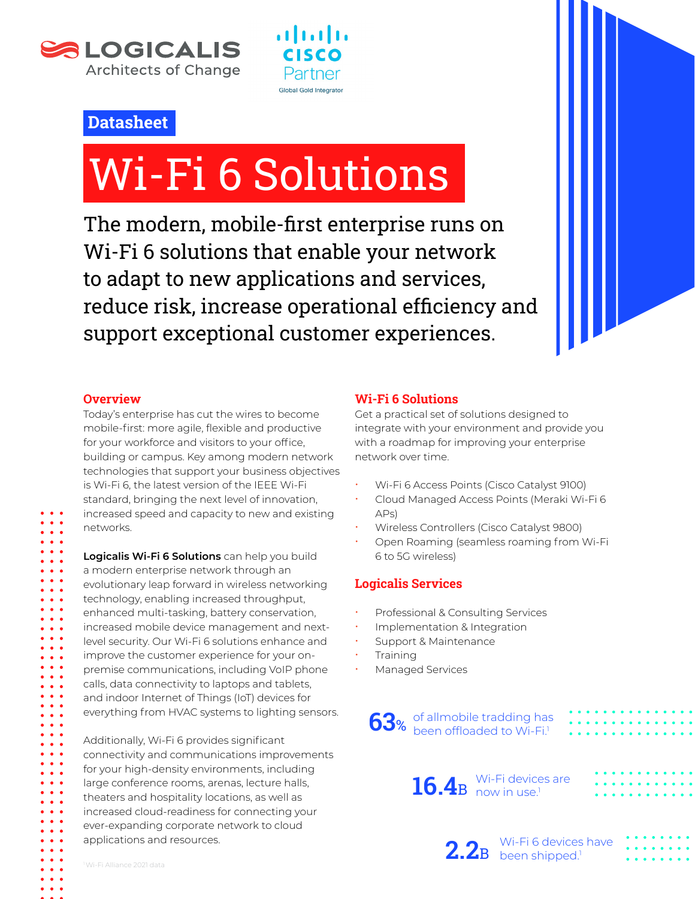LOGICALIS
Architects of Change

CISCO Partner
Global Gold Integrator

Datasheet

# Wi-Fi 6 Solutions

The modern, mobile-first enterprise runs on Wi-Fi 6 solutions that enable your network to adapt to new applications and services, reduce risk, increase operational efficiency and support exceptional customer experiences.

## Overview

Today's enterprise has cut the wires to become mobile-first: more agile, flexible and productive for your workforce and visitors to your office, building or campus. Key among modern network technologies that support your business objectives is Wi-Fi 6, the latest version of the IEEE Wi-Fi standard, bringing the next level of innovation, increased speed and capacity to new and existing networks.

**Logicalis Wi-Fi 6 Solutions** can help you build a modern enterprise network through an evolutionary leap forward in wireless networking technology, enabling increased throughput, enhanced multi-tasking, battery conservation, increased mobile device management and next-level security. Our Wi-Fi 6 solutions enhance and improve the customer experience for your on-premise communications, including VoIP phone calls, data connectivity to laptops and tablets, and indoor Internet of Things (IoT) devices for everything from HVAC systems to lighting sensors.

Additionally, Wi-Fi 6 provides significant connectivity and communications improvements for your high-density environments, including large conference rooms, arenas, lecture halls, theaters and hospitality locations, as well as increased cloud-readiness for connecting your ever-expanding corporate network to cloud applications and resources.

[1] Wi-Fi Alliance 2021 data

## Wi-Fi 6 Solutions

Get a practical set of solutions designed to integrate with your environment and provide you with a roadmap for improving your enterprise network over time.

- Wi-Fi 6 Access Points (Cisco Catalyst 9100)
- Cloud Managed Access Points (Meraki Wi-Fi 6 APs)
- Wireless Controllers (Cisco Catalyst 9800)
- Open Roaming (seamless roaming from Wi-Fi 6 to 5G wireless)

## Logicalis Services

- Professional & Consulting Services
- Implementation & Integration
- Support & Maintenance
- Training
- Managed Services

**63%** of allmobile tradding has been offloaded to Wi-Fi.[1]

**16.4B** Wi-Fi devices are now in use.[1]

**2.2B** Wi-Fi 6 devices have been shipped.[1]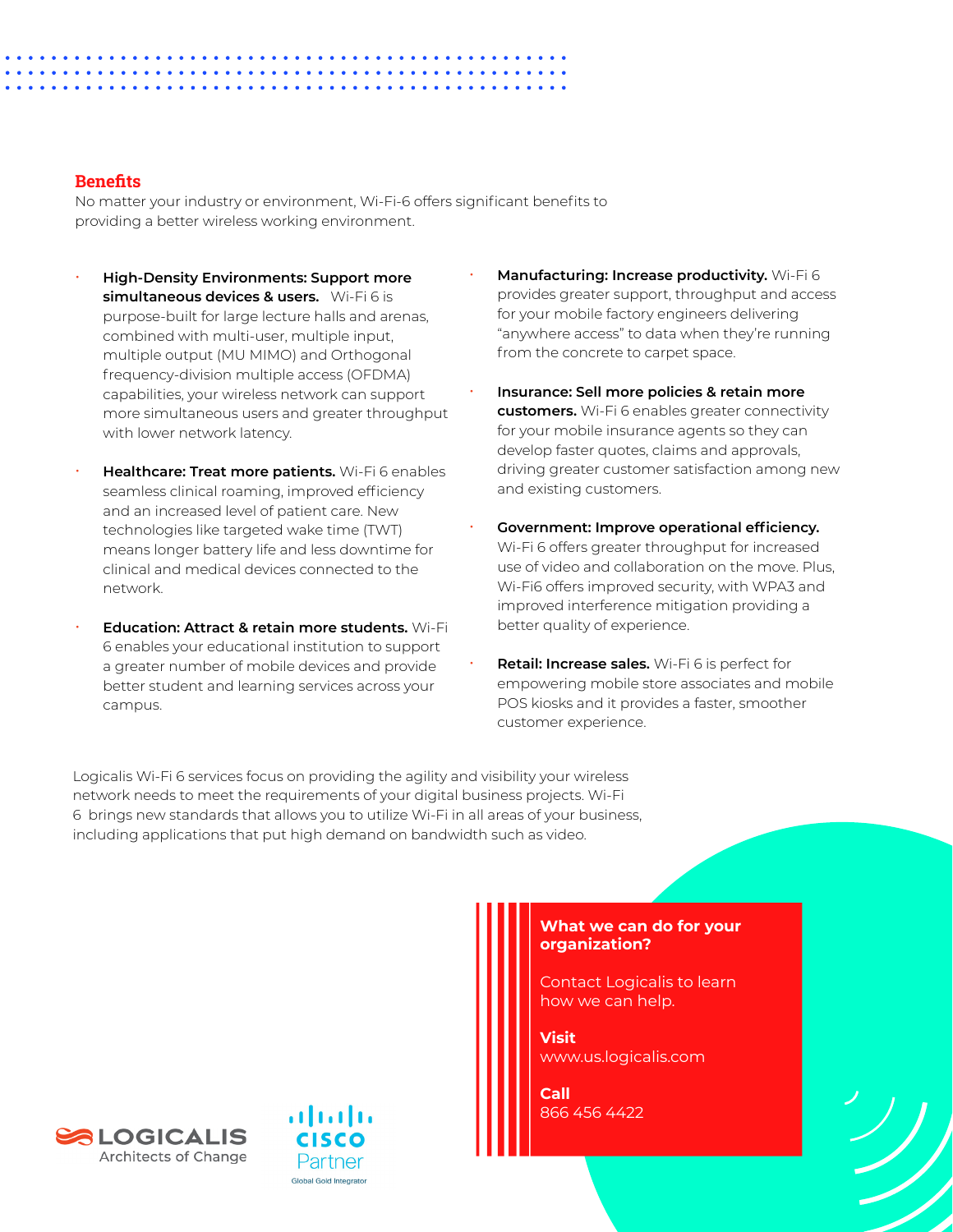## Benefits

No matter your industry or environment, Wi-Fi-6 offers significant benefits to providing a better wireless working environment.

- **High-Density Environments: Support more simultaneous devices & users.** Wi-Fi 6 is purpose-built for large lecture halls and arenas, combined with multi-user, multiple input, multiple output (MU MIMO) and Orthogonal frequency-division multiple access (OFDMA) capabilities, your wireless network can support more simultaneous users and greater throughput with lower network latency.
- **Healthcare: Treat more patients.** Wi-Fi 6 enables seamless clinical roaming, improved efficiency and an increased level of patient care. New technologies like targeted wake time (TWT) means longer battery life and less downtime for clinical and medical devices connected to the network.
- **Education: Attract & retain more students.** Wi-Fi 6 enables your educational institution to support a greater number of mobile devices and provide better student and learning services across your campus.
- **Manufacturing: Increase productivity.** Wi-Fi 6 provides greater support, throughput and access for your mobile factory engineers delivering "anywhere access" to data when they're running from the concrete to carpet space.
- **Insurance: Sell more policies & retain more customers.** Wi-Fi 6 enables greater connectivity for your mobile insurance agents so they can develop faster quotes, claims and approvals, driving greater customer satisfaction among new and existing customers.
- **Government: Improve operational efficiency.** Wi-Fi 6 offers greater throughput for increased use of video and collaboration on the move. Plus, Wi-Fi6 offers improved security, with WPA3 and improved interference mitigation providing a better quality of experience.
- **Retail: Increase sales.** Wi-Fi 6 is perfect for empowering mobile store associates and mobile POS kiosks and it provides a faster, smoother customer experience.

Logicalis Wi-Fi 6 services focus on providing the agility and visibility your wireless network needs to meet the requirements of your digital business projects. Wi-Fi 6 brings new standards that allows you to utilize Wi-Fi in all areas of your business, including applications that put high demand on bandwidth such as video.

**What we can do for your organization?**

Contact Logicalis to learn how we can help.

**Visit**
www.us.logicalis.com

**Call**
866 456 4422

LOGICALIS Architects of Change

CISCO Partner Global Gold Integrator